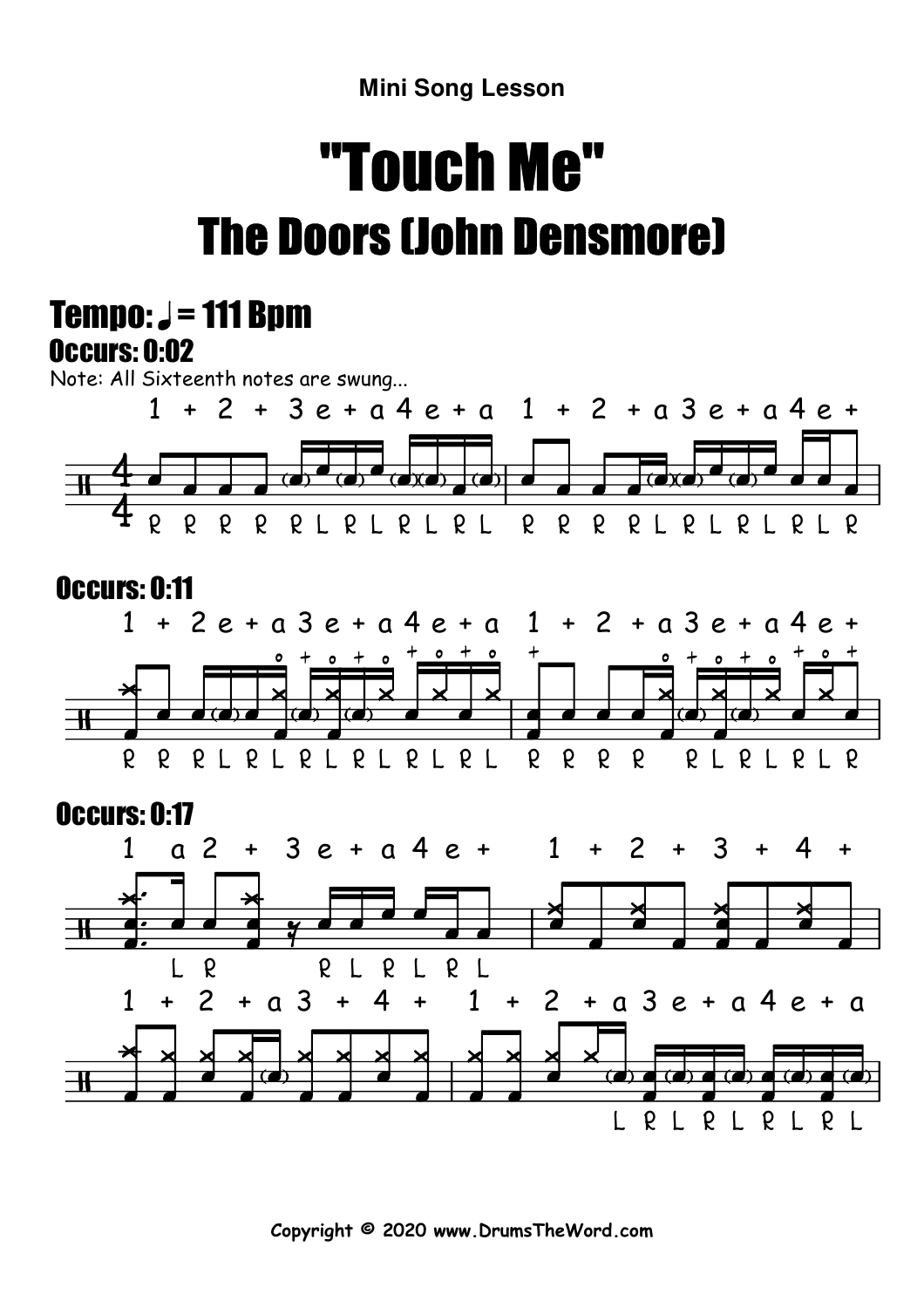Mini Song Lesson

# "Touch Me"

## The Doors (John Densmore)

### Tempo: ♩ = 111 Bpm

### Occurs: 0:02

Note: All Sixteenth notes are swung...

1 + 2 + 3 e + a 4 e + a 1 + 2 + a 3 e + a 4 e +

R R R R R L R L R L R L R R R R L R L R L R L R

### Occurs: 0:11

1 + 2 e + a 3 e + a 4 e + a 1 + 2 + a 3 e + a 4 e +

R R R L R L R L R L R L R L R R R R R L R L R L R

### Occurs: 0:17

1 a 2 + 3 e + a 4 e + 1 + 2 + 3 + 4 +

L R R L R L R L

1 + 2 + a 3 + 4 + 1 + 2 + a 3 e + a 4 e + a

L R L R L R L R L

**Copyright © 2020 www.DrumsTheWord.com**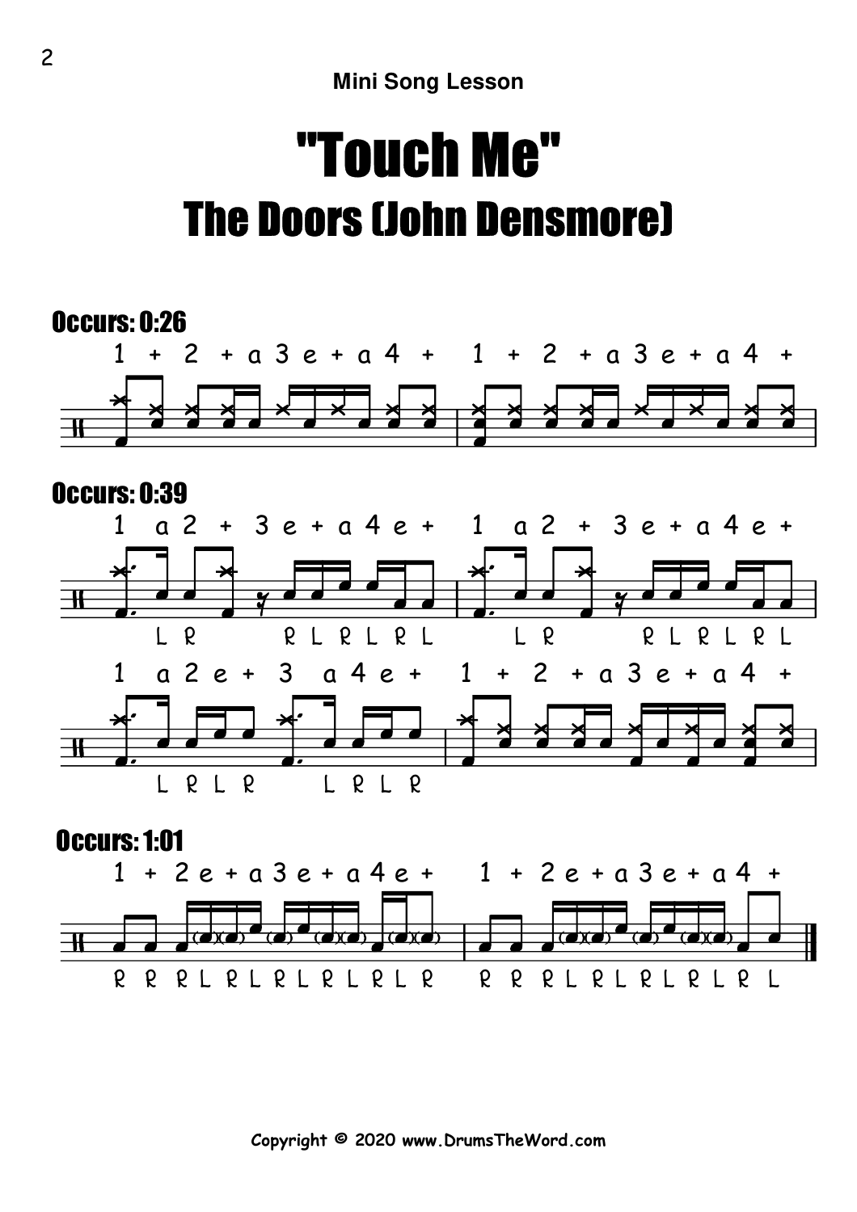Mini Song Lesson

# "Touch Me"

## The Doors (John Densmore)

### Occurs: 0:26

1 + 2 + a 3 e + a 4 + 1 + 2 + a 3 e + a 4 +

### Occurs: 0:39

1 a 2 + 3 e + a 4 e + 1 a 2 + 3 e + a 4 e +

L R R L R L R L L R R L R L R L

1 a 2 e + 3 a 4 e + 1 + 2 + a 3 e + a 4 +

L R L R L R L R

### Occurs: 1:01

1 + 2 e + a 3 e + a 4 e + 1 + 2 e + a 3 e + a 4 +

R R R L R L R L R L R L R R R R L R L R L R L R L

Copyright © 2020 www.DrumsTheWord.com